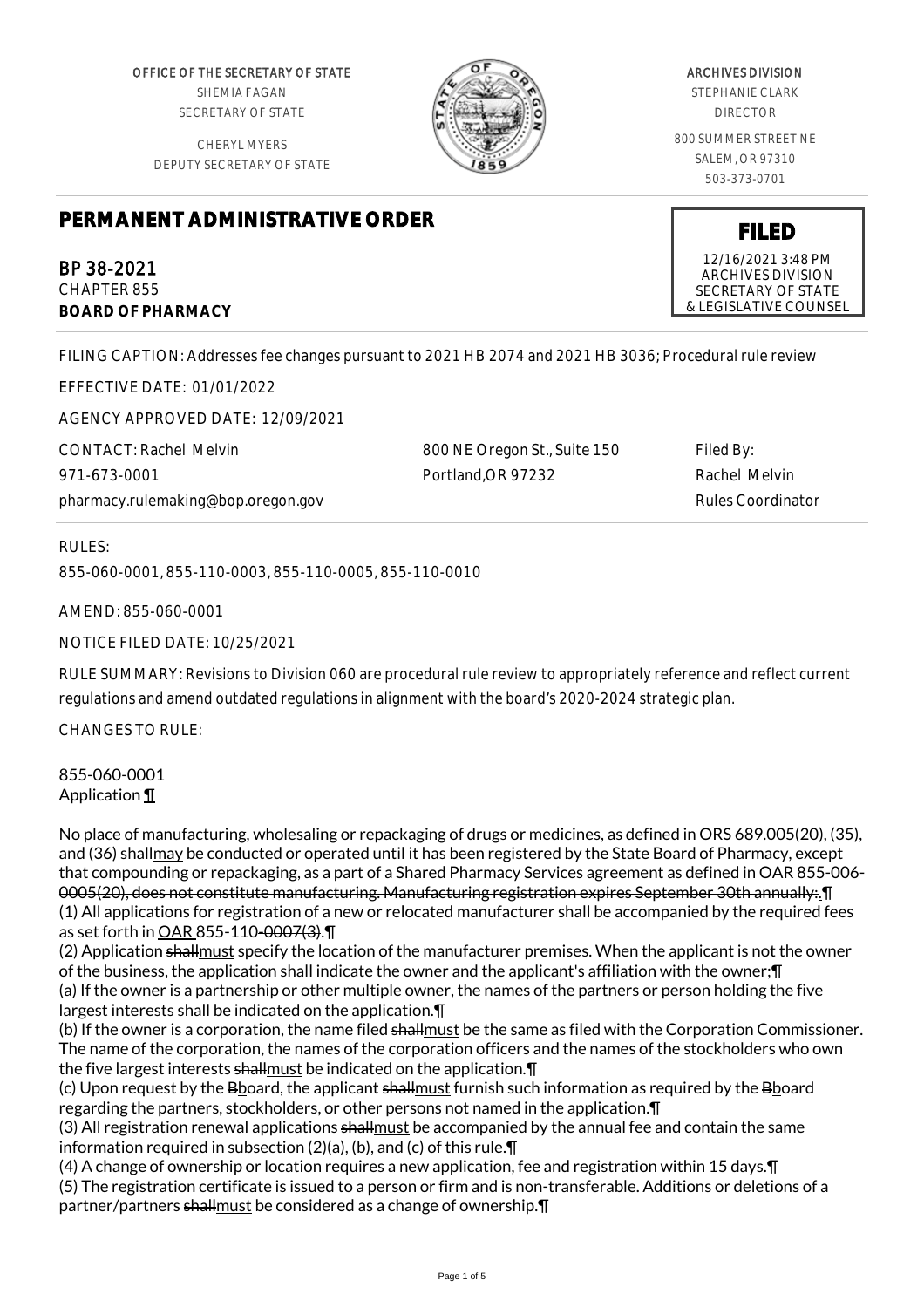OFFICE OF THE SECRETARY OF STATE
SHEMIA FAGAN
SECRETARY OF STATE

CHERYL MYERS
DEPUTY SECRETARY OF STATE

ARCHIVES DIVISION
STEPHANIE CLARK
DIRECTOR

800 SUMMER STREET NE
SALEM, OR 97310
503-373-0701

# PERMANENT ADMINISTRATIVE ORDER

**FILED**
12/16/2021 3:48 PM
ARCHIVES DIVISION
SECRETARY OF STATE
& LEGISLATIVE COUNSEL

## BP 38-2021
CHAPTER 855
**BOARD OF PHARMACY**

FILING CAPTION: Addresses fee changes pursuant to 2021 HB 2074 and 2021 HB 3036; Procedural rule review

EFFECTIVE DATE: 01/01/2022

AGENCY APPROVED DATE: 12/09/2021

CONTACT: Rachel Melvin
971-673-0001
pharmacy.rulemaking@bop.oregon.gov

800 NE Oregon St., Suite 150
Portland,OR 97232

Filed By:
Rachel Melvin
Rules Coordinator

RULES:

855-060-0001, 855-110-0003, 855-110-0005, 855-110-0010

AMEND: 855-060-0001

NOTICE FILED DATE: 10/25/2021

RULE SUMMARY: Revisions to Division 060 are procedural rule review to appropriately reference and reflect current regulations and amend outdated regulations in alignment with the board's 2020-2024 strategic plan.

CHANGES TO RULE:

855-060-0001
Application ¶

No place of manufacturing, wholesaling or repackaging of drugs or medicines, as defined in ORS 689.005(20), (35), and (36) ~~shall~~may be conducted or operated until it has been registered by the State Board of Pharmacy~~, except that compounding or repackaging, as a part of a Shared Pharmacy Services agreement as defined in OAR 855-006-0005(20), does not constitute manufacturing. Manufacturing registration expires September 30th annually:~~.¶
(1) All applications for registration of a new or relocated manufacturer shall be accompanied by the required fees as set forth in OAR 855-110~~-0007(3)~~.¶
(2) Application ~~shall~~must specify the location of the manufacturer premises. When the applicant is not the owner of the business, the application shall indicate the owner and the applicant's affiliation with the owner;¶
(a) If the owner is a partnership or other multiple owner, the names of the partners or person holding the five largest interests shall be indicated on the application.¶
(b) If the owner is a corporation, the name filed ~~shall~~must be the same as filed with the Corporation Commissioner. The name of the corporation, the names of the corporation officers and the names of the stockholders who own the five largest interests ~~shall~~must be indicated on the application.¶
(c) Upon request by the ~~B~~board, the applicant ~~shall~~must furnish such information as required by the ~~B~~board regarding the partners, stockholders, or other persons not named in the application.¶
(3) All registration renewal applications ~~shall~~must be accompanied by the annual fee and contain the same information required in subsection (2)(a), (b), and (c) of this rule.¶
(4) A change of ownership or location requires a new application, fee and registration within 15 days.¶
(5) The registration certificate is issued to a person or firm and is non-transferable. Additions or deletions of a partner/partners ~~shall~~must be considered as a change of ownership.¶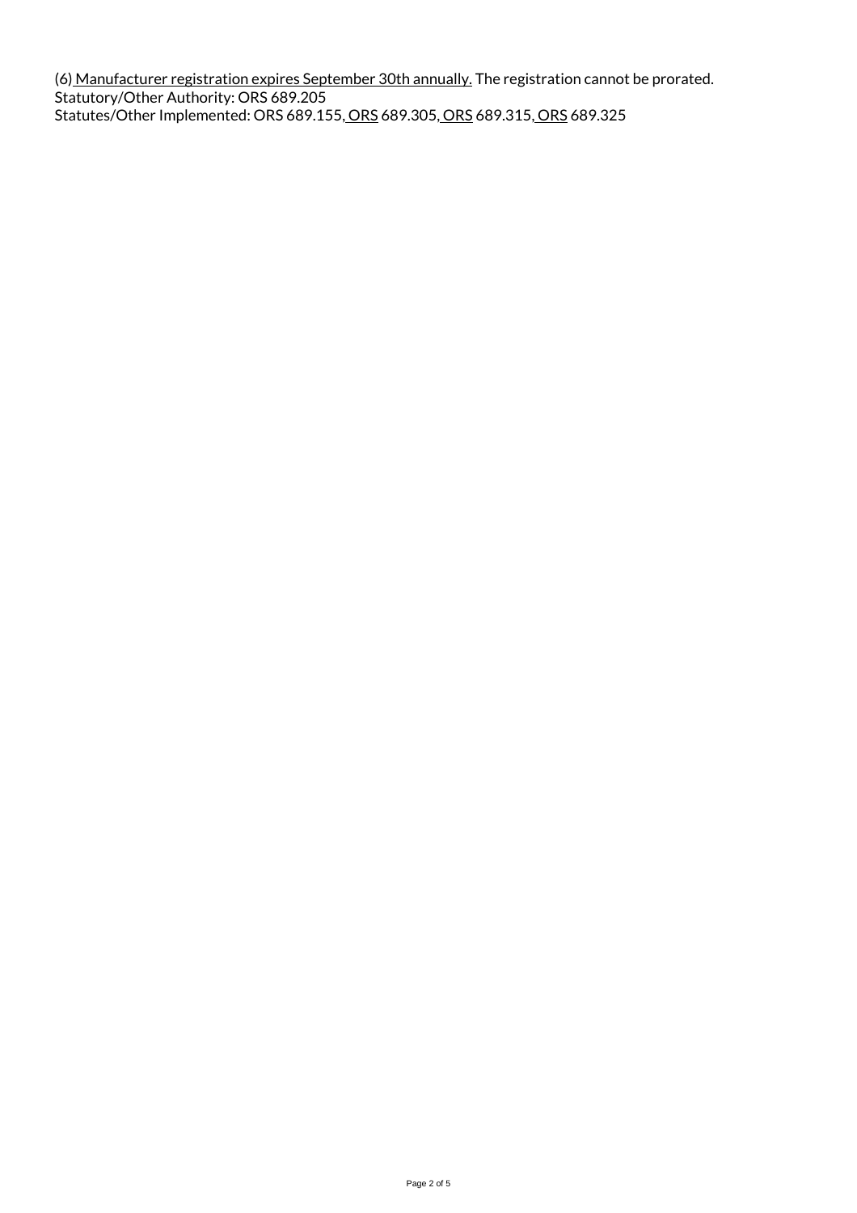(6) Manufacturer registration expires September 30th annually. The registration cannot be prorated.
Statutory/Other Authority: ORS 689.205
Statutes/Other Implemented: ORS 689.155, ORS 689.305, ORS 689.315, ORS 689.325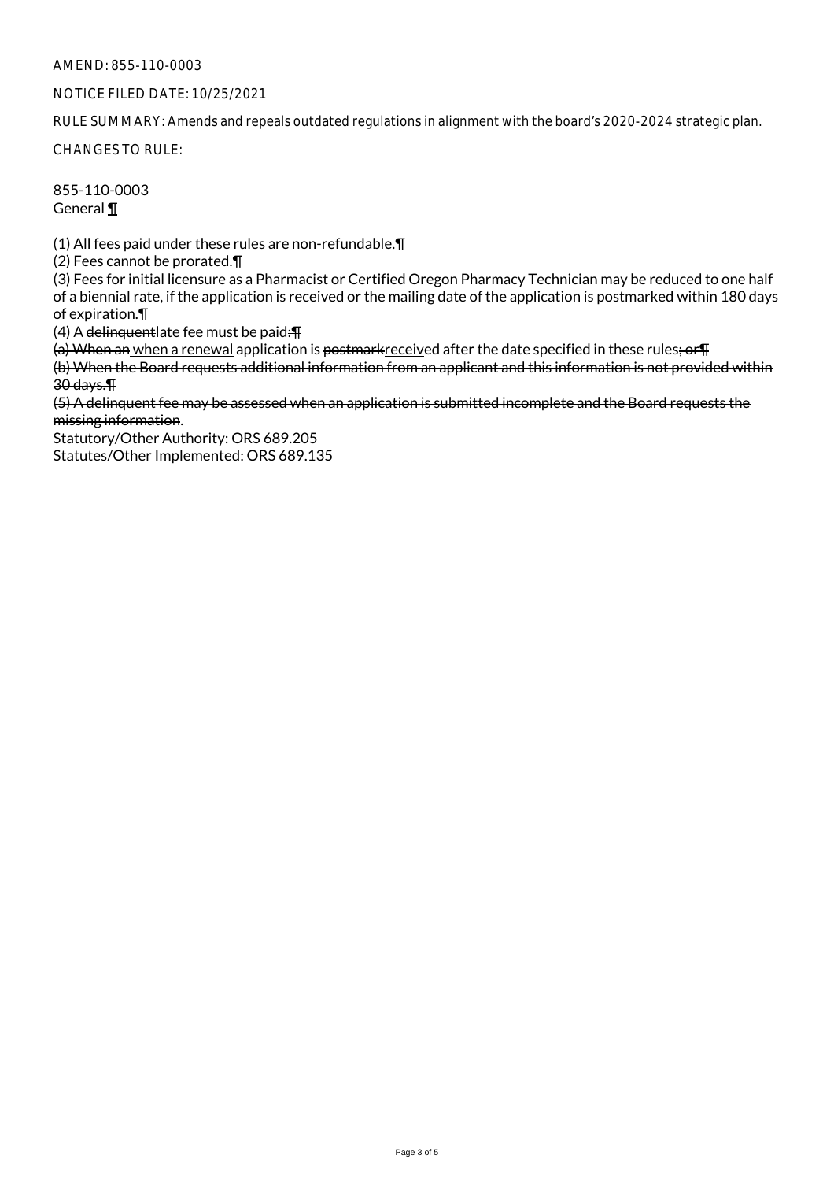AMEND: 855-110-0003

NOTICE FILED DATE: 10/25/2021

RULE SUMMARY: Amends and repeals outdated regulations in alignment with the board's 2020-2024 strategic plan.

CHANGES TO RULE:

855-110-0003
General ¶

(1) All fees paid under these rules are non-refundable.¶
(2) Fees cannot be prorated.¶
(3) Fees for initial licensure as a Pharmacist or Certified Oregon Pharmacy Technician may be reduced to one half of a biennial rate, if the application is received ~~or the mailing date of the application is postmarked~~ within 180 days of expiration.¶
(4) A ~~delinquent~~late fee must be paid:¶
~~(a) When an~~ when a renewal application is ~~postmark~~received after the date specified in these rules~~; or~~¶
~~(b) When the Board requests additional information from an applicant and this information is not provided within 30 days.~~¶
~~(5) A delinquent fee may be assessed when an application is submitted incomplete and the Board requests the missing information~~.
Statutory/Other Authority: ORS 689.205
Statutes/Other Implemented: ORS 689.135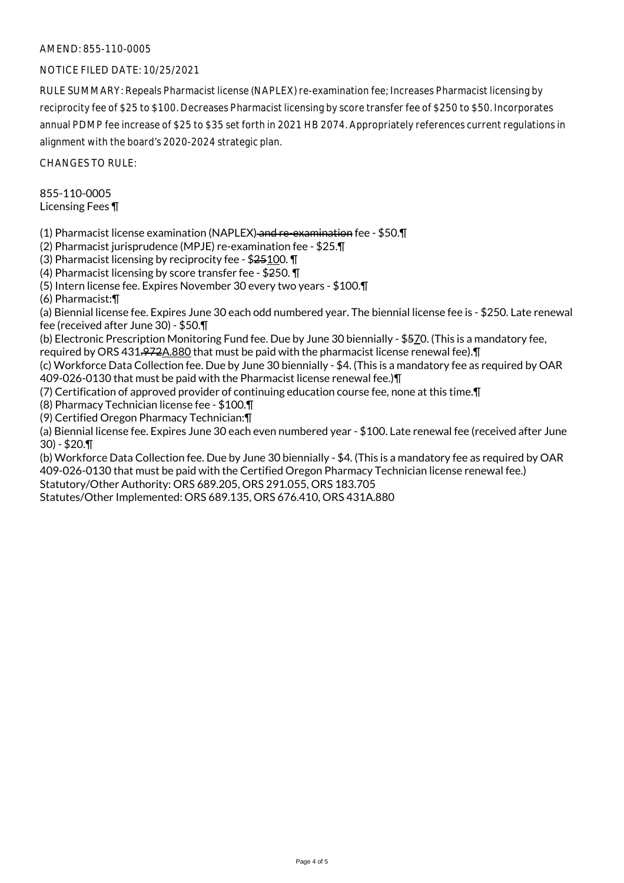AMEND: 855-110-0005

NOTICE FILED DATE: 10/25/2021

RULE SUMMARY: Repeals Pharmacist license (NAPLEX) re-examination fee; Increases Pharmacist licensing by reciprocity fee of $25 to $100. Decreases Pharmacist licensing by score transfer fee of $250 to $50. Incorporates annual PDMP fee increase of $25 to $35 set forth in 2021 HB 2074. Appropriately references current regulations in alignment with the board's 2020-2024 strategic plan.

CHANGES TO RULE:

855-110-0005
Licensing Fees ¶

(1) Pharmacist license examination (NAPLEX)~~ and re-examination~~ fee - $50.¶
(2) Pharmacist jurisprudence (MPJE) re-examination fee - $25.¶
(3) Pharmacist licensing by reciprocity fee - $~~25~~<u>10</u>0. ¶
(4) Pharmacist licensing by score transfer fee - $~~2~~50. ¶
(5) Intern license fee. Expires November 30 every two years - $100.¶
(6) Pharmacist:¶
(a) Biennial license fee. Expires June 30 each odd numbered year. The biennial license fee is - $250. Late renewal fee (received after June 30) - $50.¶
(b) Electronic Prescription Monitoring Fund fee. Due by June 30 biennially - $~~5~~<u>7</u>0. (This is a mandatory fee, required by ORS 431~~.972~~<u>A.880</u> that must be paid with the pharmacist license renewal fee).¶
(c) Workforce Data Collection fee. Due by June 30 biennially - $4. (This is a mandatory fee as required by OAR 409-026-0130 that must be paid with the Pharmacist license renewal fee.)¶
(7) Certification of approved provider of continuing education course fee, none at this time.¶
(8) Pharmacy Technician license fee - $100.¶
(9) Certified Oregon Pharmacy Technician:¶
(a) Biennial license fee. Expires June 30 each even numbered year - $100. Late renewal fee (received after June 30) - $20.¶
(b) Workforce Data Collection fee. Due by June 30 biennially - $4. (This is a mandatory fee as required by OAR 409-026-0130 that must be paid with the Certified Oregon Pharmacy Technician license renewal fee.)
Statutory/Other Authority: ORS 689.205, ORS 291.055, ORS 183.705
Statutes/Other Implemented: ORS 689.135, ORS 676.410, ORS 431A.880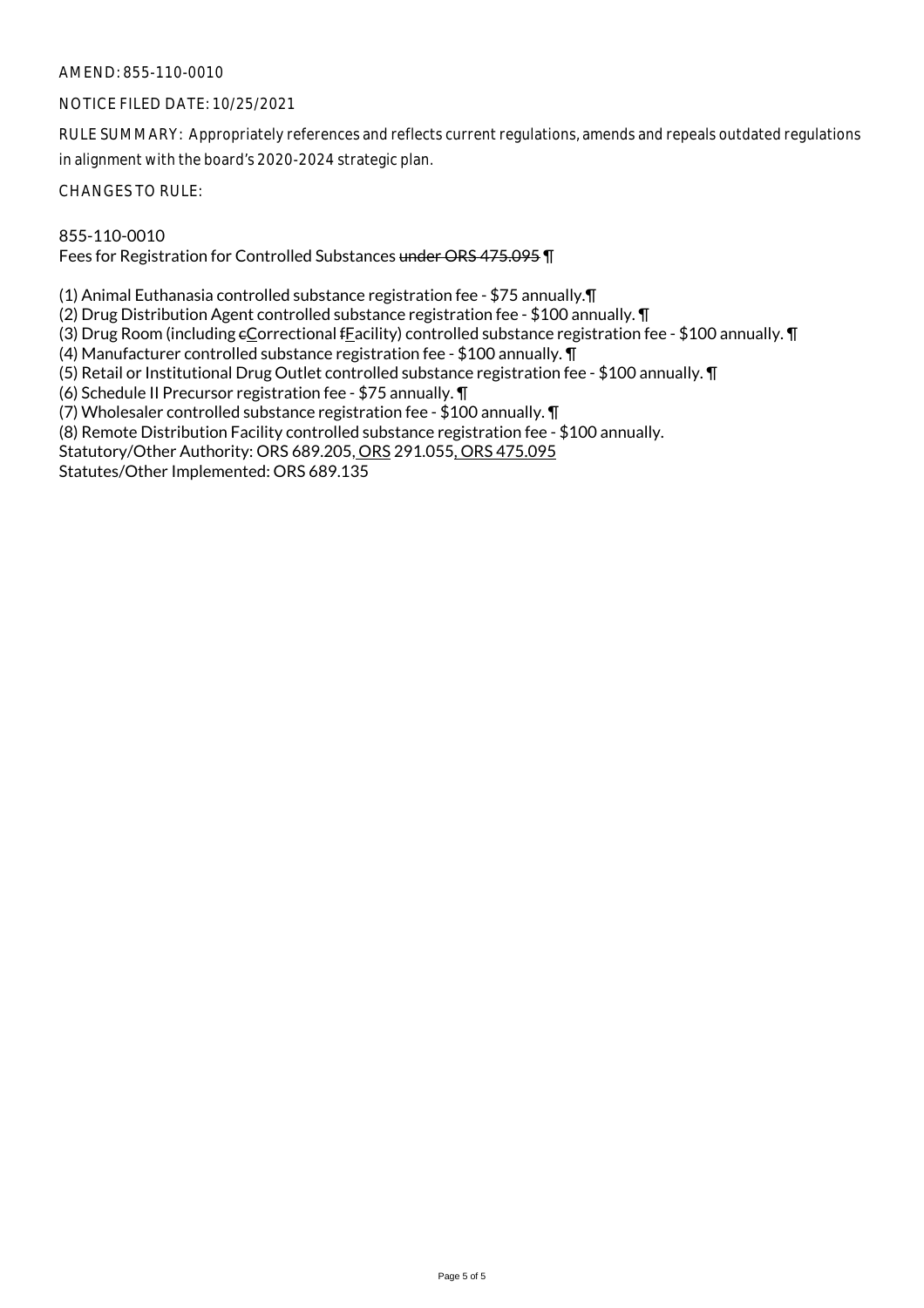AMEND: 855-110-0010

NOTICE FILED DATE: 10/25/2021

RULE SUMMARY: Appropriately references and reflects current regulations, amends and repeals outdated regulations in alignment with the board's 2020-2024 strategic plan.

CHANGES TO RULE:

855-110-0010

Fees for Registration for Controlled Substances ~~under ORS 475.095~~ ¶

(1) Animal Euthanasia controlled substance registration fee - $75 annually.¶

(2) Drug Distribution Agent controlled substance registration fee - $100 annually. ¶

(3) Drug Room (including ~~c~~C̲orrectional ~~f~~F̲acility) controlled substance registration fee - $100 annually. ¶

(4) Manufacturer controlled substance registration fee - $100 annually. ¶

(5) Retail or Institutional Drug Outlet controlled substance registration fee - $100 annually. ¶

(6) Schedule II Precursor registration fee - $75 annually. ¶

(7) Wholesaler controlled substance registration fee - $100 annually. ¶

(8) Remote Distribution Facility controlled substance registration fee - $100 annually.

Statutory/Other Authority: ORS 689.205, ORS 291.055, ORS 475.095

Statutes/Other Implemented: ORS 689.135